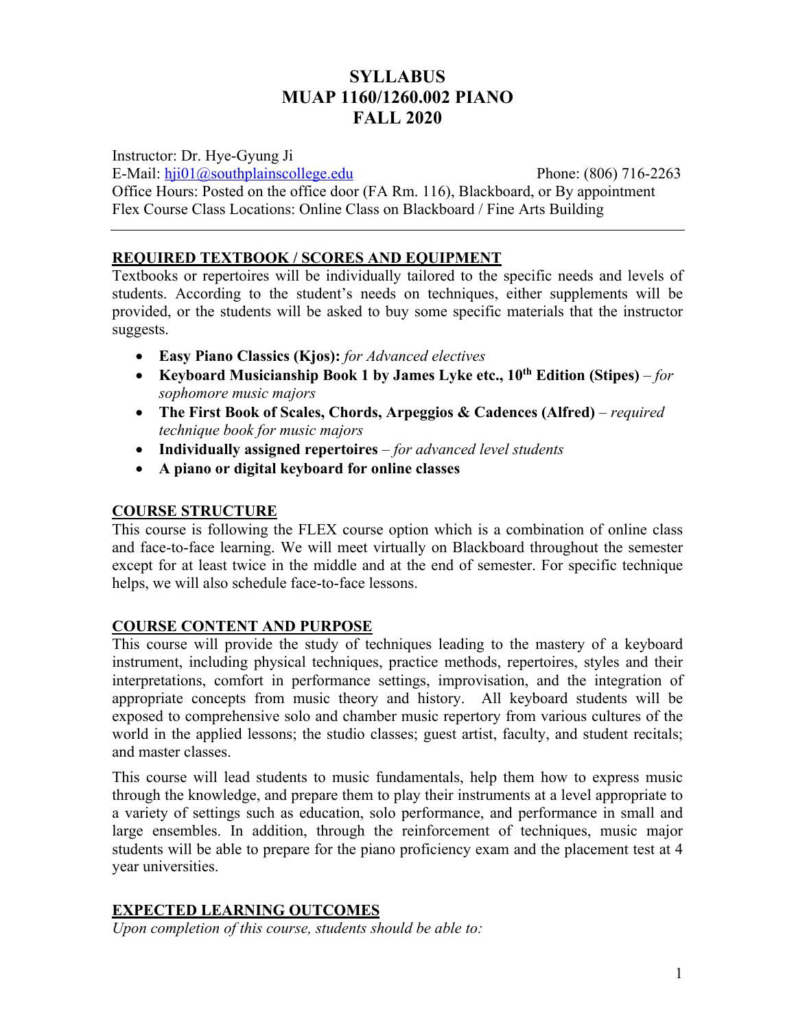# SYLLABUS
# MUAP 1160/1260.002 PIANO
# FALL 2020

Instructor: Dr. Hye-Gyung Ji

E-Mail: [hji01@southplainscollege.edu](mailto:hji01@southplainscollege.edu) Phone: (806) 716-2263

Office Hours: Posted on the office door (FA Rm. 116), Blackboard, or By appointment

Flex Course Class Locations: Online Class on Blackboard / Fine Arts Building

---

## REQUIRED TEXTBOOK / SCORES AND EQUIPMENT

Textbooks or repertoires will be individually tailored to the specific needs and levels of students. According to the student's needs on techniques, either supplements will be provided, or the students will be asked to buy some specific materials that the instructor suggests.

- **Easy Piano Classics (Kjos):** *for Advanced electives*
- **Keyboard Musicianship Book 1 by James Lyke etc., 10th Edition (Stipes)** – *for sophomore music majors*
- **The First Book of Scales, Chords, Arpeggios & Cadences (Alfred)** – *required technique book for music majors*
- **Individually assigned repertoires** – *for advanced level students*
- **A piano or digital keyboard for online classes**

## COURSE STRUCTURE

This course is following the FLEX course option which is a combination of online class and face-to-face learning. We will meet virtually on Blackboard throughout the semester except for at least twice in the middle and at the end of semester. For specific technique helps, we will also schedule face-to-face lessons.

## COURSE CONTENT AND PURPOSE

This course will provide the study of techniques leading to the mastery of a keyboard instrument, including physical techniques, practice methods, repertoires, styles and their interpretations, comfort in performance settings, improvisation, and the integration of appropriate concepts from music theory and history. All keyboard students will be exposed to comprehensive solo and chamber music repertory from various cultures of the world in the applied lessons; the studio classes; guest artist, faculty, and student recitals; and master classes.

This course will lead students to music fundamentals, help them how to express music through the knowledge, and prepare them to play their instruments at a level appropriate to a variety of settings such as education, solo performance, and performance in small and large ensembles. In addition, through the reinforcement of techniques, music major students will be able to prepare for the piano proficiency exam and the placement test at 4 year universities.

## EXPECTED LEARNING OUTCOMES

*Upon completion of this course, students should be able to:*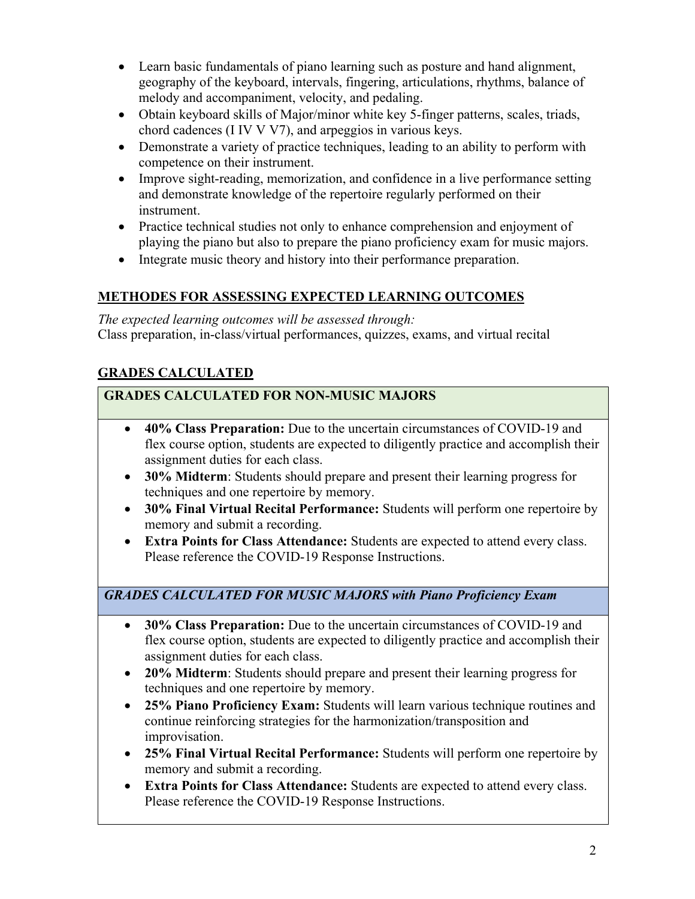- Learn basic fundamentals of piano learning such as posture and hand alignment, geography of the keyboard, intervals, fingering, articulations, rhythms, balance of melody and accompaniment, velocity, and pedaling.
- Obtain keyboard skills of Major/minor white key 5-finger patterns, scales, triads, chord cadences (I IV V V7), and arpeggios in various keys.
- Demonstrate a variety of practice techniques, leading to an ability to perform with competence on their instrument.
- Improve sight-reading, memorization, and confidence in a live performance setting and demonstrate knowledge of the repertoire regularly performed on their instrument.
- Practice technical studies not only to enhance comprehension and enjoyment of playing the piano but also to prepare the piano proficiency exam for music majors.
- Integrate music theory and history into their performance preparation.

## METHODES FOR ASSESSING EXPECTED LEARNING OUTCOMES

*The expected learning outcomes will be assessed through:*
Class preparation, in-class/virtual performances, quizzes, exams, and virtual recital

## GRADES CALCULATED

### GRADES CALCULATED FOR NON-MUSIC MAJORS

- **40% Class Preparation:** Due to the uncertain circumstances of COVID-19 and flex course option, students are expected to diligently practice and accomplish their assignment duties for each class.
- **30% Midterm**: Students should prepare and present their learning progress for techniques and one repertoire by memory.
- **30% Final Virtual Recital Performance:** Students will perform one repertoire by memory and submit a recording.
- **Extra Points for Class Attendance:** Students are expected to attend every class. Please reference the COVID-19 Response Instructions.

### *GRADES CALCULATED FOR MUSIC MAJORS with Piano Proficiency Exam*

- **30% Class Preparation:** Due to the uncertain circumstances of COVID-19 and flex course option, students are expected to diligently practice and accomplish their assignment duties for each class.
- **20% Midterm**: Students should prepare and present their learning progress for techniques and one repertoire by memory.
- **25% Piano Proficiency Exam:** Students will learn various technique routines and continue reinforcing strategies for the harmonization/transposition and improvisation.
- **25% Final Virtual Recital Performance:** Students will perform one repertoire by memory and submit a recording.
- **Extra Points for Class Attendance:** Students are expected to attend every class. Please reference the COVID-19 Response Instructions.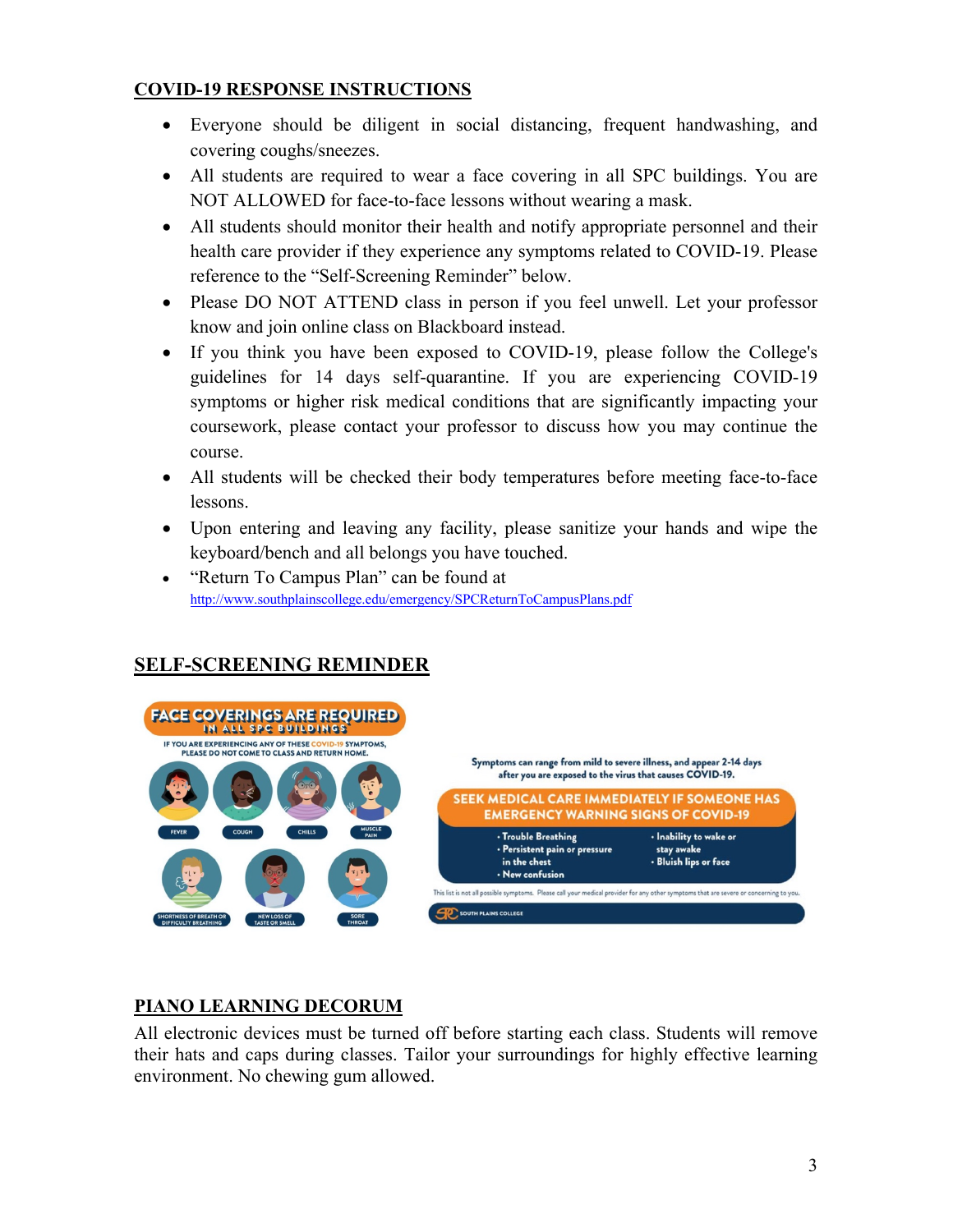## COVID-19 RESPONSE INSTRUCTIONS

- Everyone should be diligent in social distancing, frequent handwashing, and covering coughs/sneezes.
- All students are required to wear a face covering in all SPC buildings. You are NOT ALLOWED for face-to-face lessons without wearing a mask.
- All students should monitor their health and notify appropriate personnel and their health care provider if they experience any symptoms related to COVID-19. Please reference to the "Self-Screening Reminder" below.
- Please DO NOT ATTEND class in person if you feel unwell. Let your professor know and join online class on Blackboard instead.
- If you think you have been exposed to COVID-19, please follow the College's guidelines for 14 days self-quarantine. If you are experiencing COVID-19 symptoms or higher risk medical conditions that are significantly impacting your coursework, please contact your professor to discuss how you may continue the course.
- All students will be checked their body temperatures before meeting face-to-face lessons.
- Upon entering and leaving any facility, please sanitize your hands and wipe the keyboard/bench and all belongs you have touched.
- "Return To Campus Plan" can be found at http://www.southplainscollege.edu/emergency/SPCReturnToCampusPlans.pdf

## SELF-SCREENING REMINDER

**FACE COVERINGS ARE REQUIRED IN ALL SPC BUILDINGS**

IF YOU ARE EXPERIENCING ANY OF THESE COVID-19 SYMPTOMS, PLEASE DO NOT COME TO CLASS AND RETURN HOME.

FEVER · COUGH · CHILLS · MUSCLE PAIN · SHORTNESS OF BREATH OR DIFFICULTY BREATHING · NEW LOSS OF TASTE OR SMELL · SORE THROAT

Symptoms can range from mild to severe illness, and appear 2-14 days after you are exposed to the virus that causes COVID-19.

**SEEK MEDICAL CARE IMMEDIATELY IF SOMEONE HAS EMERGENCY WARNING SIGNS OF COVID-19**

- Trouble Breathing
- Persistent pain or pressure in the chest
- New confusion
- Inability to wake or stay awake
- Bluish lips or face

This list is not all possible symptoms. Please call your medical provider for any other symptoms that are severe or concerning to you.

SOUTH PLAINS COLLEGE

## PIANO LEARNING DECORUM

All electronic devices must be turned off before starting each class. Students will remove their hats and caps during classes. Tailor your surroundings for highly effective learning environment. No chewing gum allowed.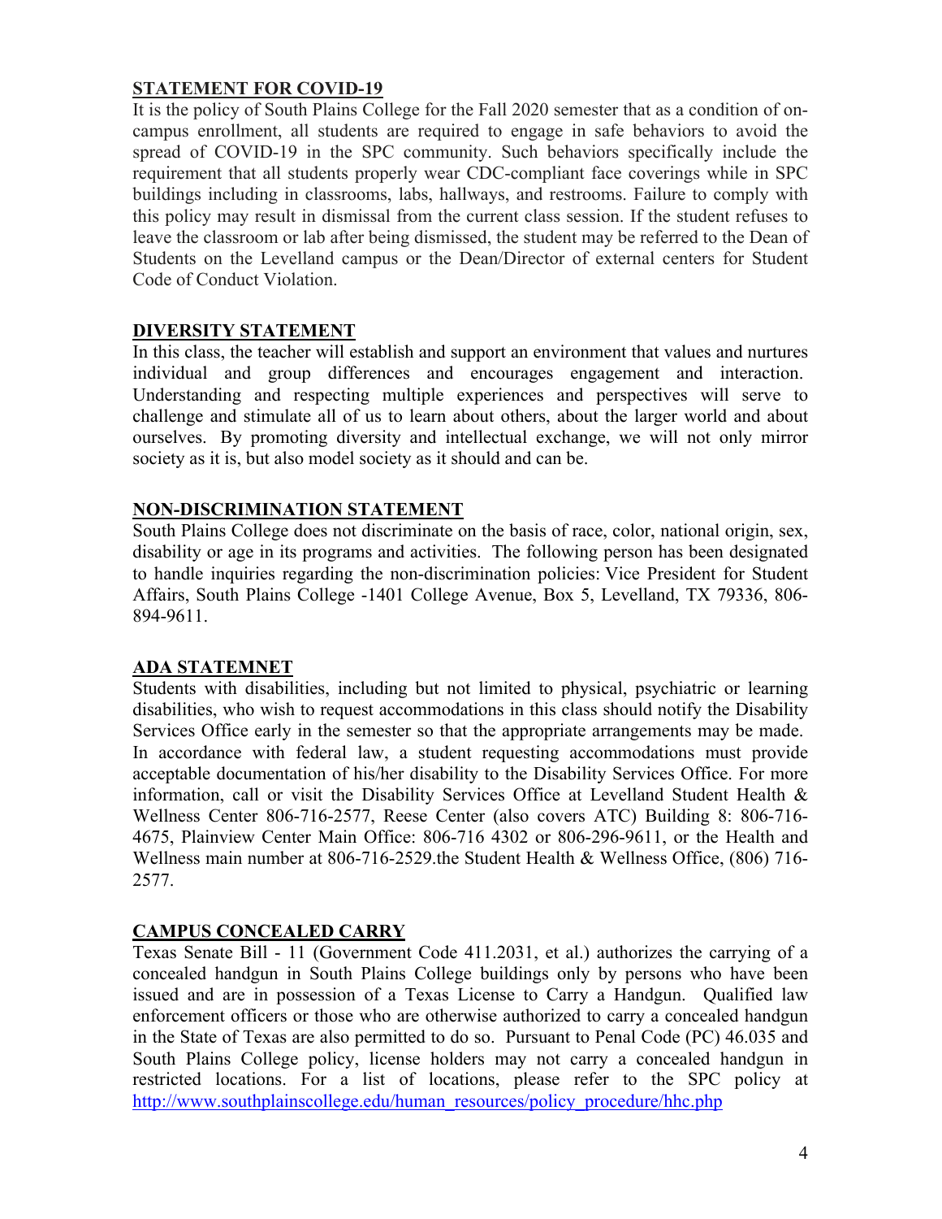## STATEMENT FOR COVID-19

It is the policy of South Plains College for the Fall 2020 semester that as a condition of on-campus enrollment, all students are required to engage in safe behaviors to avoid the spread of COVID-19 in the SPC community. Such behaviors specifically include the requirement that all students properly wear CDC-compliant face coverings while in SPC buildings including in classrooms, labs, hallways, and restrooms. Failure to comply with this policy may result in dismissal from the current class session. If the student refuses to leave the classroom or lab after being dismissed, the student may be referred to the Dean of Students on the Levelland campus or the Dean/Director of external centers for Student Code of Conduct Violation.

## DIVERSITY STATEMENT

In this class, the teacher will establish and support an environment that values and nurtures individual and group differences and encourages engagement and interaction. Understanding and respecting multiple experiences and perspectives will serve to challenge and stimulate all of us to learn about others, about the larger world and about ourselves. By promoting diversity and intellectual exchange, we will not only mirror society as it is, but also model society as it should and can be.

## NON-DISCRIMINATION STATEMENT

South Plains College does not discriminate on the basis of race, color, national origin, sex, disability or age in its programs and activities. The following person has been designated to handle inquiries regarding the non-discrimination policies: Vice President for Student Affairs, South Plains College -1401 College Avenue, Box 5, Levelland, TX 79336, 806-894-9611.

## ADA STATEMNET

Students with disabilities, including but not limited to physical, psychiatric or learning disabilities, who wish to request accommodations in this class should notify the Disability Services Office early in the semester so that the appropriate arrangements may be made. In accordance with federal law, a student requesting accommodations must provide acceptable documentation of his/her disability to the Disability Services Office. For more information, call or visit the Disability Services Office at Levelland Student Health & Wellness Center 806-716-2577, Reese Center (also covers ATC) Building 8: 806-716-4675, Plainview Center Main Office: 806-716 4302 or 806-296-9611, or the Health and Wellness main number at 806-716-2529.the Student Health & Wellness Office, (806) 716-2577.

## CAMPUS CONCEALED CARRY

Texas Senate Bill - 11 (Government Code 411.2031, et al.) authorizes the carrying of a concealed handgun in South Plains College buildings only by persons who have been issued and are in possession of a Texas License to Carry a Handgun. Qualified law enforcement officers or those who are otherwise authorized to carry a concealed handgun in the State of Texas are also permitted to do so. Pursuant to Penal Code (PC) 46.035 and South Plains College policy, license holders may not carry a concealed handgun in restricted locations. For a list of locations, please refer to the SPC policy at http://www.southplainscollege.edu/human_resources/policy_procedure/hhc.php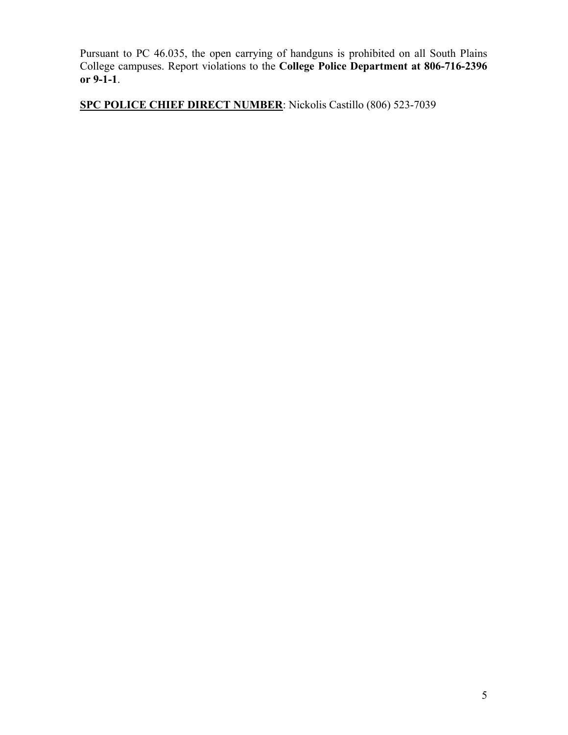Pursuant to PC 46.035, the open carrying of handguns is prohibited on all South Plains College campuses. Report violations to the **College Police Department at 806-716-2396 or 9-1-1**.

**SPC POLICE CHIEF DIRECT NUMBER**: Nickolis Castillo (806) 523-7039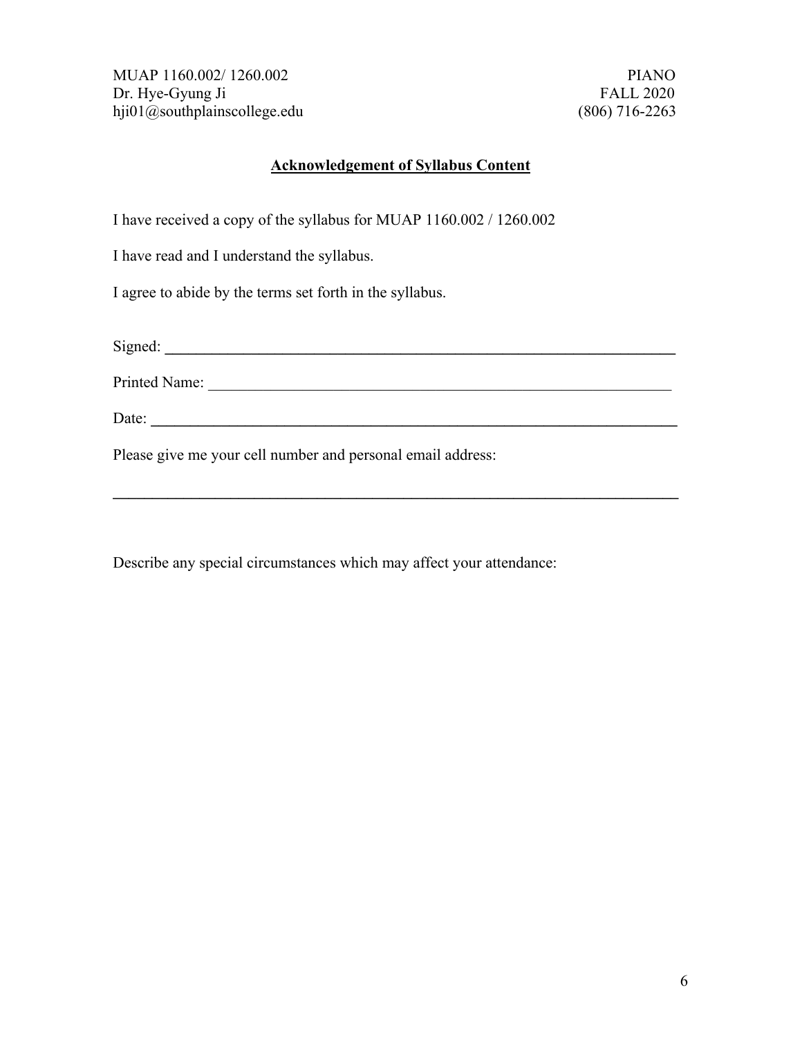MUAP 1160.002/ 1260.002 PIANO
Dr. Hye-Gyung Ji FALL 2020
hji01@southplainscollege.edu (806) 716-2263

## Acknowledgement of Syllabus Content

I have received a copy of the syllabus for MUAP 1160.002 / 1260.002

I have read and I understand the syllabus.

I agree to abide by the terms set forth in the syllabus.

Signed: ____________________________________________________________________

Printed Name: ______________________________________________________________

Date: ______________________________________________________________________

Please give me your cell number and personal email address:

____________________________________________________________________________

Describe any special circumstances which may affect your attendance: